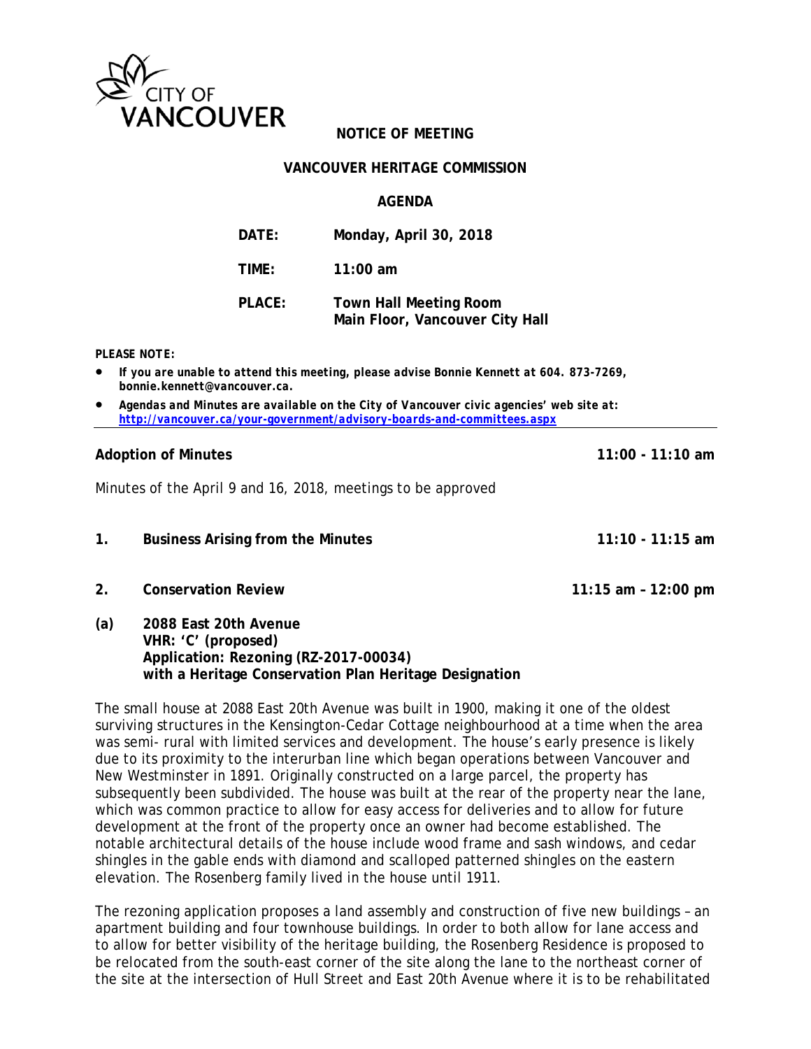CITY OF VANCOUVER

**NOTICE OF MEETING**

**VANCOUVER HERITAGE COMMISSION**

**AGENDA**

| | |
|---|---|
| **DATE:** | **Monday, April 30, 2018** |
| **TIME:** | **11:00 am** |
| **PLACE:** | **Town Hall Meeting Room**<br>**Main Floor, Vancouver City Hall** |

***PLEASE NOTE:***

- ***If you are unable to attend this meeting, please advise Bonnie Kennett at 604. 873-7269, bonnie.kennett@vancouver.ca.***
- ***Agendas and Minutes are available on the City of Vancouver civic agencies' web site at: http://vancouver.ca/your-government/advisory-boards-and-committees.aspx***

---

**Adoption of Minutes** **11:00 - 11:10 am**

Minutes of the April 9 and 16, 2018, meetings to be approved

**1. Business Arising from the Minutes** **11:10 - 11:15 am**

**2. Conservation Review** **11:15 am – 12:00 pm**

**(a) 2088 East 20th Avenue**
**VHR: 'C' (proposed)**
**Application: Rezoning (RZ-2017-00034)**
**with a Heritage Conservation Plan Heritage Designation**

The small house at 2088 East 20th Avenue was built in 1900, making it one of the oldest surviving structures in the Kensington-Cedar Cottage neighbourhood at a time when the area was semi- rural with limited services and development. The house's early presence is likely due to its proximity to the interurban line which began operations between Vancouver and New Westminster in 1891. Originally constructed on a large parcel, the property has subsequently been subdivided. The house was built at the rear of the property near the lane, which was common practice to allow for easy access for deliveries and to allow for future development at the front of the property once an owner had become established. The notable architectural details of the house include wood frame and sash windows, and cedar shingles in the gable ends with diamond and scalloped patterned shingles on the eastern elevation. The Rosenberg family lived in the house until 1911.

The rezoning application proposes a land assembly and construction of five new buildings – an apartment building and four townhouse buildings. In order to both allow for lane access and to allow for better visibility of the heritage building, the Rosenberg Residence is proposed to be relocated from the south-east corner of the site along the lane to the northeast corner of the site at the intersection of Hull Street and East 20th Avenue where it is to be rehabilitated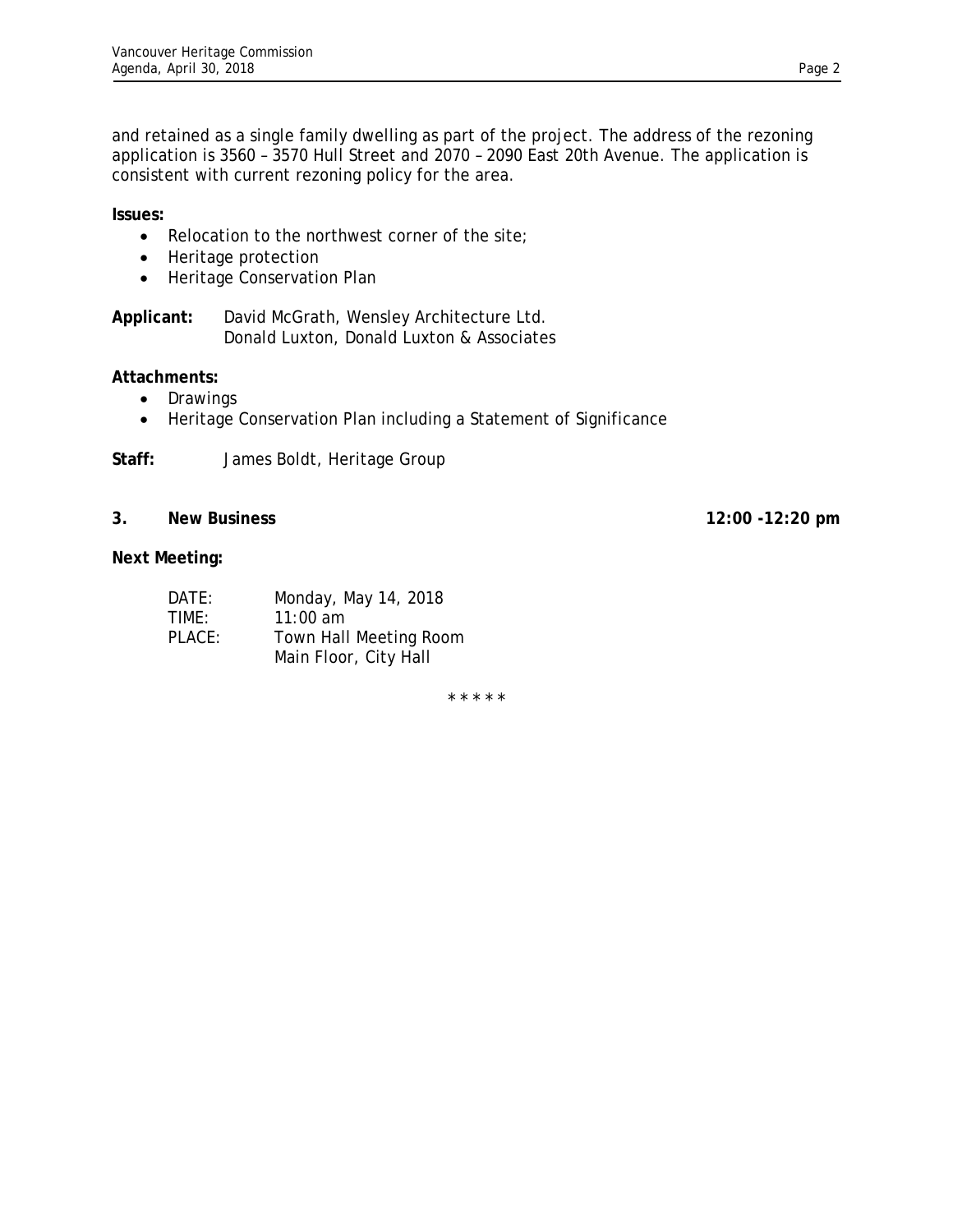and retained as a single family dwelling as part of the project. The address of the rezoning application is 3560 – 3570 Hull Street and 2070 – 2090 East 20th Avenue. The application is consistent with current rezoning policy for the area.

**Issues:**

- Relocation to the northwest corner of the site;
- Heritage protection
- Heritage Conservation Plan

**Applicant:** David McGrath, Wensley Architecture Ltd.
Donald Luxton, Donald Luxton & Associates

**Attachments:**

- Drawings
- Heritage Conservation Plan including a Statement of Significance

**Staff:** James Boldt, Heritage Group

**3. New Business** **12:00 -12:20 pm**

**Next Meeting:**

DATE: Monday, May 14, 2018
TIME: 11:00 am
PLACE: Town Hall Meeting Room
Main Floor, City Hall

\* \* \* \* \*